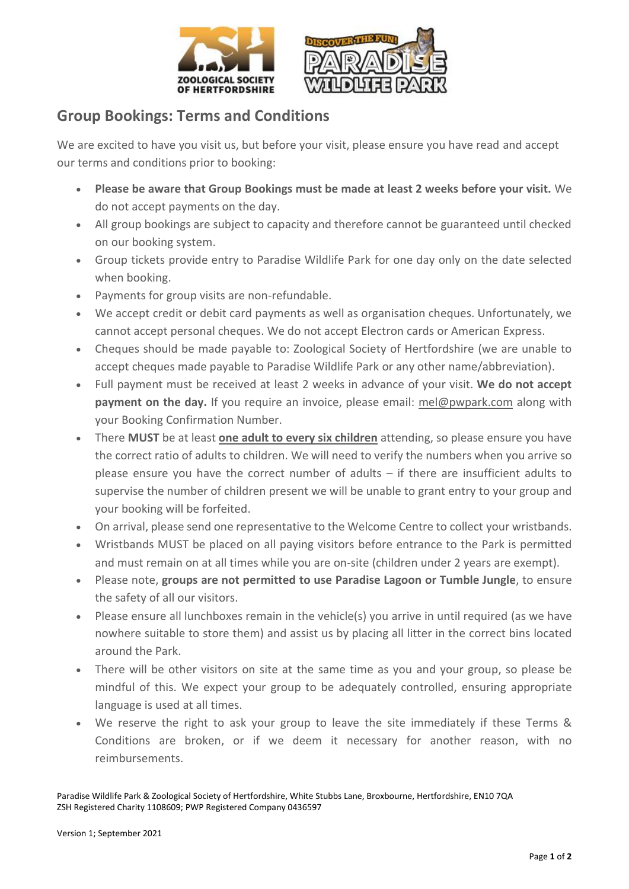## Group Bookings: Terms and Conditions

We are excited to have you visit us, but before your visit, please ensure you have read and accept our terms and conditions prior to booking:

- **Please be aware that Group Bookings must be made at least 2 weeks before your visit.** We do not accept payments on the day.
- All group bookings are subject to capacity and therefore cannot be guaranteed until checked on our booking system.
- Group tickets provide entry to Paradise Wildlife Park for one day only on the date selected when booking.
- Payments for group visits are non-refundable.
- We accept credit or debit card payments as well as organisation cheques. Unfortunately, we cannot accept personal cheques. We do not accept Electron cards or American Express.
- Cheques should be made payable to: Zoological Society of Hertfordshire (we are unable to accept cheques made payable to Paradise Wildlife Park or any other name/abbreviation).
- Full payment must be received at least 2 weeks in advance of your visit. **We do not accept payment on the day.** If you require an invoice, please email: mel@pwpark.com along with your Booking Confirmation Number.
- There **MUST** be at least **one adult to every six children** attending, so please ensure you have the correct ratio of adults to children. We will need to verify the numbers when you arrive so please ensure you have the correct number of adults – if there are insufficient adults to supervise the number of children present we will be unable to grant entry to your group and your booking will be forfeited.
- On arrival, please send one representative to the Welcome Centre to collect your wristbands.
- Wristbands MUST be placed on all paying visitors before entrance to the Park is permitted and must remain on at all times while you are on-site (children under 2 years are exempt).
- Please note, **groups are not permitted to use Paradise Lagoon or Tumble Jungle**, to ensure the safety of all our visitors.
- Please ensure all lunchboxes remain in the vehicle(s) you arrive in until required (as we have nowhere suitable to store them) and assist us by placing all litter in the correct bins located around the Park.
- There will be other visitors on site at the same time as you and your group, so please be mindful of this. We expect your group to be adequately controlled, ensuring appropriate language is used at all times.
- We reserve the right to ask your group to leave the site immediately if these Terms & Conditions are broken, or if we deem it necessary for another reason, with no reimbursements.

Paradise Wildlife Park & Zoological Society of Hertfordshire, White Stubbs Lane, Broxbourne, Hertfordshire, EN10 7QA
ZSH Registered Charity 1108609; PWP Registered Company 0436597

Version 1; September 2021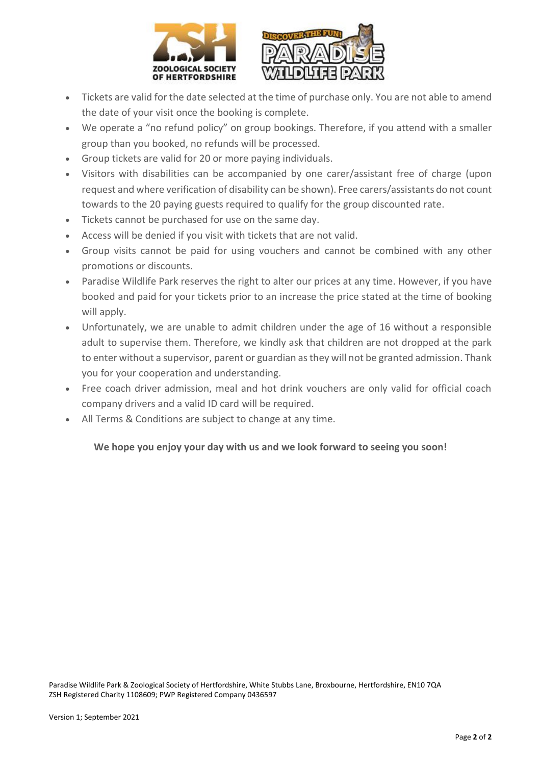- Tickets are valid for the date selected at the time of purchase only. You are not able to amend the date of your visit once the booking is complete.
- We operate a "no refund policy" on group bookings. Therefore, if you attend with a smaller group than you booked, no refunds will be processed.
- Group tickets are valid for 20 or more paying individuals.
- Visitors with disabilities can be accompanied by one carer/assistant free of charge (upon request and where verification of disability can be shown). Free carers/assistants do not count towards to the 20 paying guests required to qualify for the group discounted rate.
- Tickets cannot be purchased for use on the same day.
- Access will be denied if you visit with tickets that are not valid.
- Group visits cannot be paid for using vouchers and cannot be combined with any other promotions or discounts.
- Paradise Wildlife Park reserves the right to alter our prices at any time. However, if you have booked and paid for your tickets prior to an increase the price stated at the time of booking will apply.
- Unfortunately, we are unable to admit children under the age of 16 without a responsible adult to supervise them. Therefore, we kindly ask that children are not dropped at the park to enter without a supervisor, parent or guardian as they will not be granted admission. Thank you for your cooperation and understanding.
- Free coach driver admission, meal and hot drink vouchers are only valid for official coach company drivers and a valid ID card will be required.
- All Terms & Conditions are subject to change at any time.

**We hope you enjoy your day with us and we look forward to seeing you soon!**

Paradise Wildlife Park & Zoological Society of Hertfordshire, White Stubbs Lane, Broxbourne, Hertfordshire, EN10 7QA
ZSH Registered Charity 1108609; PWP Registered Company 0436597

Version 1; September 2021